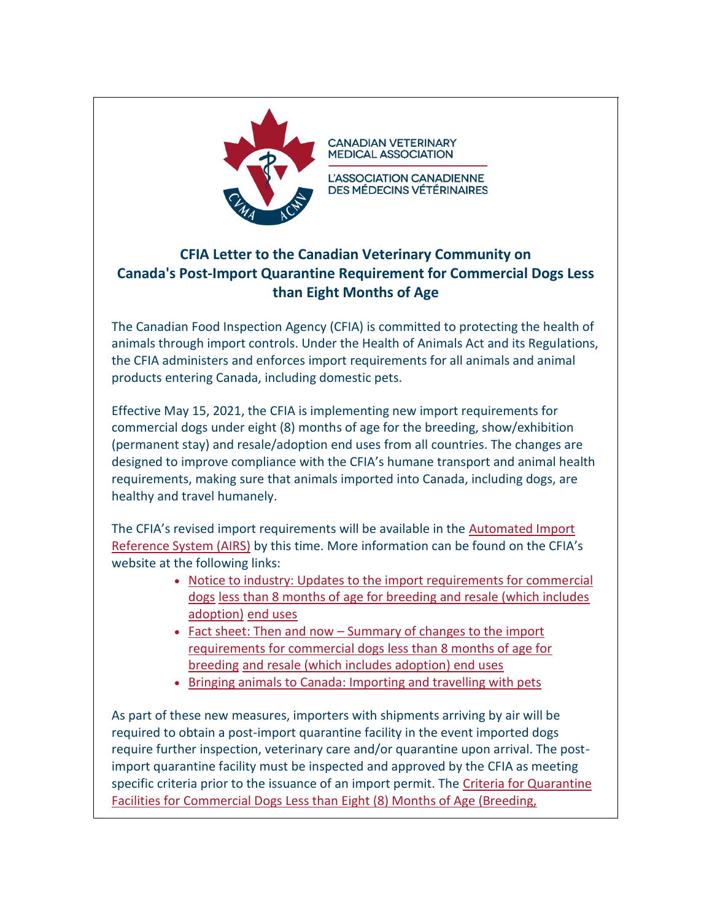CANADIAN VETERINARY MEDICAL ASSOCIATION

L'ASSOCIATION CANADIENNE DES MÉDECINS VÉTÉRINAIRES

## CFIA Letter to the Canadian Veterinary Community on Canada's Post-Import Quarantine Requirement for Commercial Dogs Less than Eight Months of Age

The Canadian Food Inspection Agency (CFIA) is committed to protecting the health of animals through import controls. Under the Health of Animals Act and its Regulations, the CFIA administers and enforces import requirements for all animals and animal products entering Canada, including domestic pets.

Effective May 15, 2021, the CFIA is implementing new import requirements for commercial dogs under eight (8) months of age for the breeding, show/exhibition (permanent stay) and resale/adoption end uses from all countries. The changes are designed to improve compliance with the CFIA's humane transport and animal health requirements, making sure that animals imported into Canada, including dogs, are healthy and travel humanely.

The CFIA's revised import requirements will be available in the Automated Import Reference System (AIRS) by this time. More information can be found on the CFIA's website at the following links:

- Notice to industry: Updates to the import requirements for commercial dogs less than 8 months of age for breeding and resale (which includes adoption) end uses
- Fact sheet: Then and now – Summary of changes to the import requirements for commercial dogs less than 8 months of age for breeding and resale (which includes adoption) end uses
- Bringing animals to Canada: Importing and travelling with pets

As part of these new measures, importers with shipments arriving by air will be required to obtain a post-import quarantine facility in the event imported dogs require further inspection, veterinary care and/or quarantine upon arrival. The post-import quarantine facility must be inspected and approved by the CFIA as meeting specific criteria prior to the issuance of an import permit. The Criteria for Quarantine Facilities for Commercial Dogs Less than Eight (8) Months of Age (Breeding,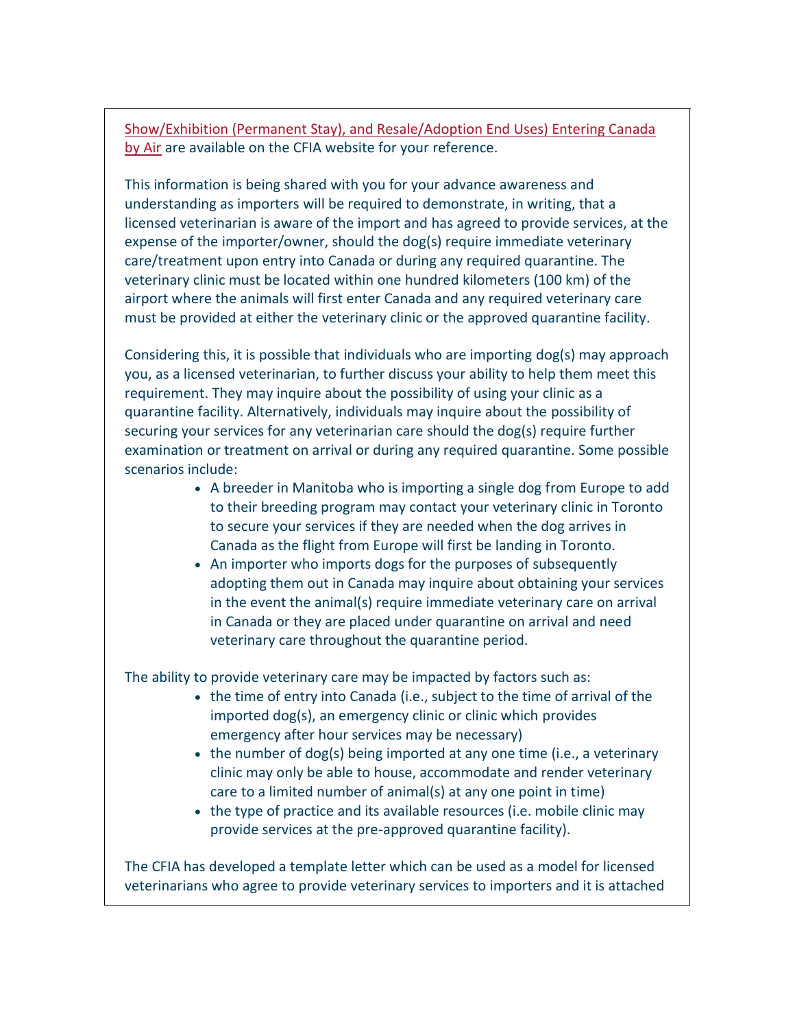Show/Exhibition (Permanent Stay), and Resale/Adoption End Uses) Entering Canada by Air are available on the CFIA website for your reference.

This information is being shared with you for your advance awareness and understanding as importers will be required to demonstrate, in writing, that a licensed veterinarian is aware of the import and has agreed to provide services, at the expense of the importer/owner, should the dog(s) require immediate veterinary care/treatment upon entry into Canada or during any required quarantine. The veterinary clinic must be located within one hundred kilometers (100 km) of the airport where the animals will first enter Canada and any required veterinary care must be provided at either the veterinary clinic or the approved quarantine facility.

Considering this, it is possible that individuals who are importing dog(s) may approach you, as a licensed veterinarian, to further discuss your ability to help them meet this requirement. They may inquire about the possibility of using your clinic as a quarantine facility. Alternatively, individuals may inquire about the possibility of securing your services for any veterinarian care should the dog(s) require further examination or treatment on arrival or during any required quarantine. Some possible scenarios include:

- A breeder in Manitoba who is importing a single dog from Europe to add to their breeding program may contact your veterinary clinic in Toronto to secure your services if they are needed when the dog arrives in Canada as the flight from Europe will first be landing in Toronto.
- An importer who imports dogs for the purposes of subsequently adopting them out in Canada may inquire about obtaining your services in the event the animal(s) require immediate veterinary care on arrival in Canada or they are placed under quarantine on arrival and need veterinary care throughout the quarantine period.

The ability to provide veterinary care may be impacted by factors such as:

- the time of entry into Canada (i.e., subject to the time of arrival of the imported dog(s), an emergency clinic or clinic which provides emergency after hour services may be necessary)
- the number of dog(s) being imported at any one time (i.e., a veterinary clinic may only be able to house, accommodate and render veterinary care to a limited number of animal(s) at any one point in time)
- the type of practice and its available resources (i.e. mobile clinic may provide services at the pre-approved quarantine facility).

The CFIA has developed a template letter which can be used as a model for licensed veterinarians who agree to provide veterinary services to importers and it is attached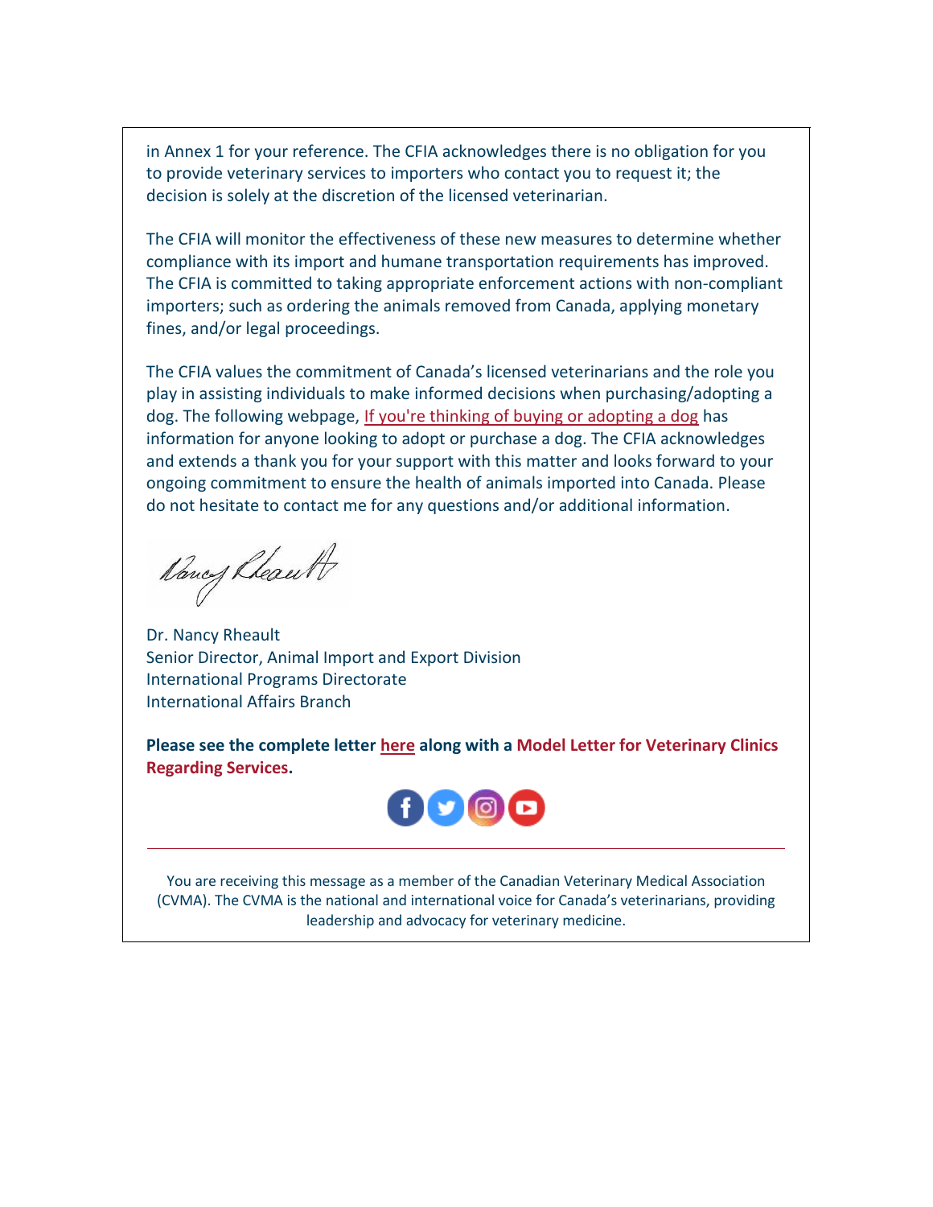in Annex 1 for your reference. The CFIA acknowledges there is no obligation for you to provide veterinary services to importers who contact you to request it; the decision is solely at the discretion of the licensed veterinarian.

The CFIA will monitor the effectiveness of these new measures to determine whether compliance with its import and humane transportation requirements has improved. The CFIA is committed to taking appropriate enforcement actions with non-compliant importers; such as ordering the animals removed from Canada, applying monetary fines, and/or legal proceedings.

The CFIA values the commitment of Canada's licensed veterinarians and the role you play in assisting individuals to make informed decisions when purchasing/adopting a dog. The following webpage, If you're thinking of buying or adopting a dog has information for anyone looking to adopt or purchase a dog. The CFIA acknowledges and extends a thank you for your support with this matter and looks forward to your ongoing commitment to ensure the health of animals imported into Canada. Please do not hesitate to contact me for any questions and/or additional information.

Dr. Nancy Rheault
Senior Director, Animal Import and Export Division
International Programs Directorate
International Affairs Branch

**Please see the complete letter here along with a Model Letter for Veterinary Clinics Regarding Services.**

You are receiving this message as a member of the Canadian Veterinary Medical Association (CVMA). The CVMA is the national and international voice for Canada's veterinarians, providing leadership and advocacy for veterinary medicine.